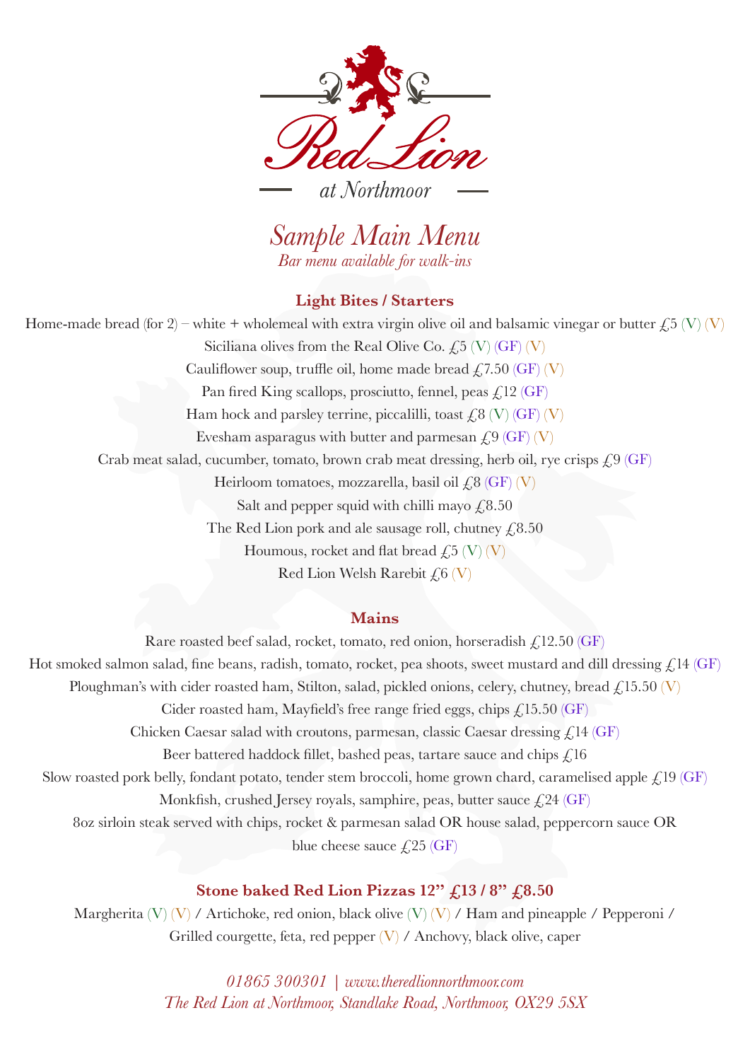# Red Lion

at Northmoor

## *Sample Main Menu*

*Bar menu available for walk-ins*

### Light Bites / Starters

Home-made bread (for 2) – white + wholemeal with extra virgin olive oil and balsamic vinegar or butter £5 (V) (V)

Siciliana olives from the Real Olive Co. £5 (V) (GF) (V)

Cauliflower soup, truffle oil, home made bread £7.50 (GF) (V)

Pan fired King scallops, prosciutto, fennel, peas £12 (GF)

Ham hock and parsley terrine, piccalilli, toast £8 (V) (GF) (V)

Evesham asparagus with butter and parmesan £9 (GF) (V)

Crab meat salad, cucumber, tomato, brown crab meat dressing, herb oil, rye crisps £9 (GF)

Heirloom tomatoes, mozzarella, basil oil £8 (GF) (V)

Salt and pepper squid with chilli mayo £8.50

The Red Lion pork and ale sausage roll, chutney £8.50

Houmous, rocket and flat bread £5 (V) (V)

Red Lion Welsh Rarebit £6 (V)

### Mains

Rare roasted beef salad, rocket, tomato, red onion, horseradish £12.50 (GF)

Hot smoked salmon salad, fine beans, radish, tomato, rocket, pea shoots, sweet mustard and dill dressing £14 (GF)

Ploughman's with cider roasted ham, Stilton, salad, pickled onions, celery, chutney, bread £15.50 (V)

Cider roasted ham, Mayfield's free range fried eggs, chips £15.50 (GF)

Chicken Caesar salad with croutons, parmesan, classic Caesar dressing £14 (GF)

Beer battered haddock fillet, bashed peas, tartare sauce and chips £16

Slow roasted pork belly, fondant potato, tender stem broccoli, home grown chard, caramelised apple £19 (GF)

Monkfish, crushed Jersey royals, samphire, peas, butter sauce £24 (GF)

8oz sirloin steak served with chips, rocket & parmesan salad OR house salad, peppercorn sauce OR blue cheese sauce £25 (GF)

### Stone baked Red Lion Pizzas 12" £13 / 8" £8.50

Margherita (V) (V) / Artichoke, red onion, black olive (V) (V) / Ham and pineapple / Pepperoni / Grilled courgette, feta, red pepper (V) / Anchovy, black olive, caper

*01865 300301 | www.theredlionnorthmoor.com*

*The Red Lion at Northmoor, Standlake Road, Northmoor, OX29 5SX*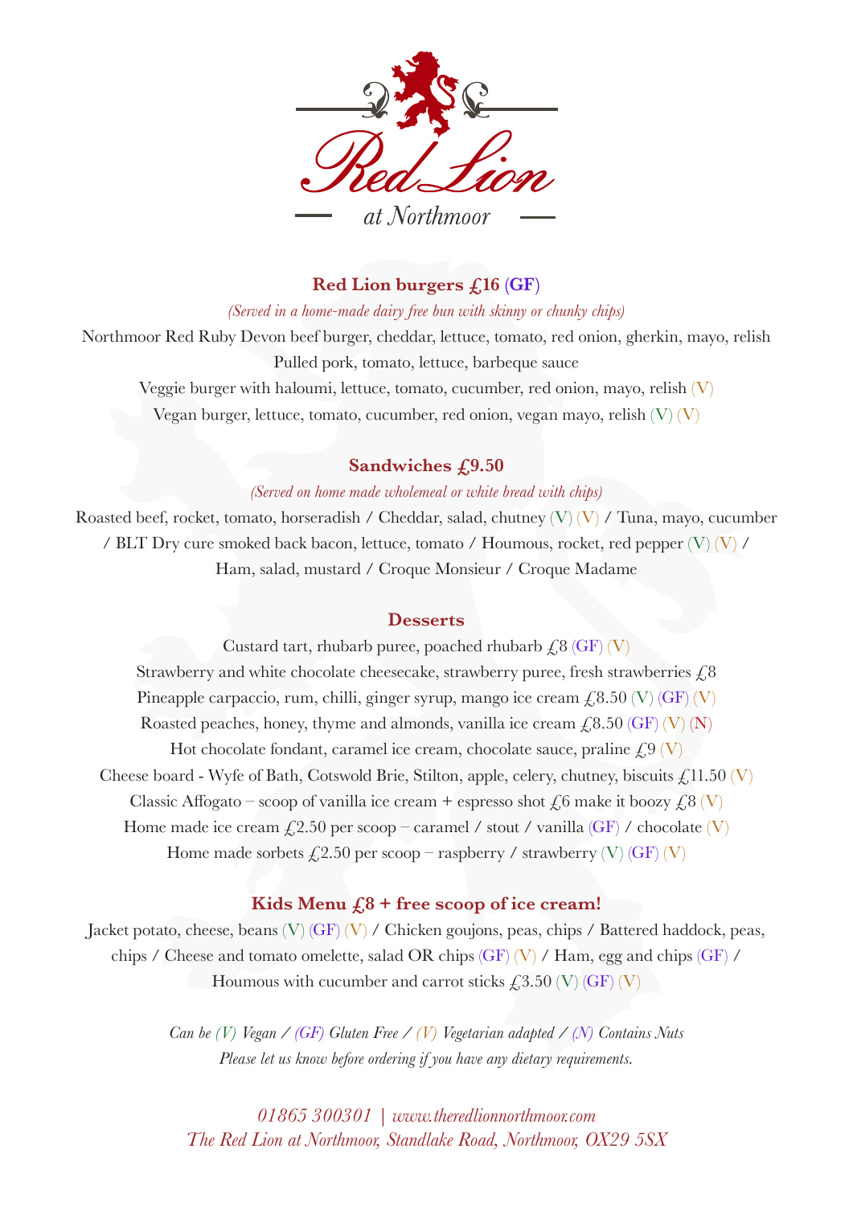# Red Lion

at Northmoor

## Red Lion burgers £16 (GF)

*(Served in a home-made dairy free bun with skinny or chunky chips)*

Northmoor Red Ruby Devon beef burger, cheddar, lettuce, tomato, red onion, gherkin, mayo, relish

Pulled pork, tomato, lettuce, barbeque sauce

Veggie burger with haloumi, lettuce, tomato, cucumber, red onion, mayo, relish (V)

Vegan burger, lettuce, tomato, cucumber, red onion, vegan mayo, relish (V) (V)

## Sandwiches £9.50

*(Served on home made wholemeal or white bread with chips)*

Roasted beef, rocket, tomato, horseradish / Cheddar, salad, chutney (V) (V) / Tuna, mayo, cucumber / BLT Dry cure smoked back bacon, lettuce, tomato / Houmous, rocket, red pepper (V) (V) / Ham, salad, mustard / Croque Monsieur / Croque Madame

## Desserts

Custard tart, rhubarb puree, poached rhubarb £8 (GF) (V)

Strawberry and white chocolate cheesecake, strawberry puree, fresh strawberries £8

Pineapple carpaccio, rum, chilli, ginger syrup, mango ice cream £8.50 (V) (GF) (V)

Roasted peaches, honey, thyme and almonds, vanilla ice cream £8.50 (GF) (V) (N)

Hot chocolate fondant, caramel ice cream, chocolate sauce, praline £9 (V)

Cheese board - Wyfe of Bath, Cotswold Brie, Stilton, apple, celery, chutney, biscuits £11.50 (V)

Classic Affogato – scoop of vanilla ice cream + espresso shot £6 make it boozy £8 (V)

Home made ice cream £2.50 per scoop – caramel / stout / vanilla (GF) / chocolate (V)

Home made sorbets £2.50 per scoop – raspberry / strawberry (V) (GF) (V)

## Kids Menu £8 + free scoop of ice cream!

Jacket potato, cheese, beans (V) (GF) (V) / Chicken goujons, peas, chips / Battered haddock, peas, chips / Cheese and tomato omelette, salad OR chips (GF) (V) / Ham, egg and chips (GF) / Houmous with cucumber and carrot sticks £3.50 (V) (GF) (V)

*Can be (V) Vegan / (GF) Gluten Free / (V) Vegetarian adapted / (N) Contains Nuts*

*Please let us know before ordering if you have any dietary requirements.*

*01865 300301 | www.theredlionnorthmoor.com*

*The Red Lion at Northmoor, Standlake Road, Northmoor, OX29 5SX*